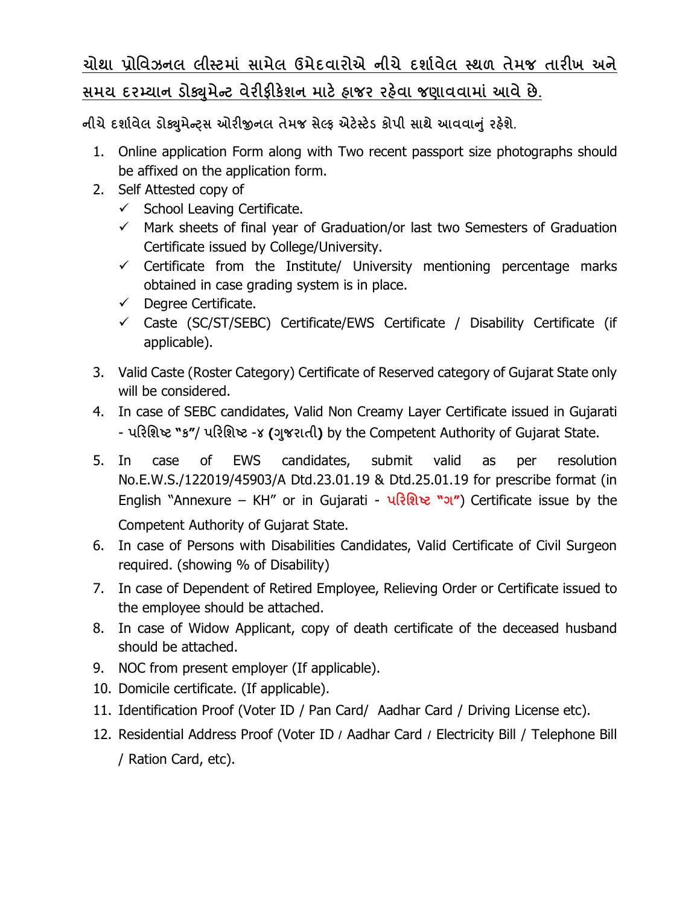**<u>ચોથા પ્રોવિઝનલ લીસ્ટમાં સામેલ ઉમેદવારોએ નીચે દર્શાવેલ સ્થળ તેમજ તારીખ અને સમય દરમ્યાન ડોક્યુમેન્ટ વેરીફીકેશન માટે હાજર રહેવા જણાવવામાં આવે છે.</u>**

**નીચે દર્શાવેલ ડોક્યુમેન્ટ્સ ઓરીજીનલ તેમજ સેલ્ફ એટેસ્ટેડ કોપી સાથે આવવાનું રહેશે.**

1. Online application Form along with Two recent passport size photographs should be affixed on the application form.
2. Self Attested copy of
   - ✓ School Leaving Certificate.
   - ✓ Mark sheets of final year of Graduation/or last two Semesters of Graduation Certificate issued by College/University.
   - ✓ Certificate from the Institute/ University mentioning percentage marks obtained in case grading system is in place.
   - ✓ Degree Certificate.
   - ✓ Caste (SC/ST/SEBC) Certificate/EWS Certificate / Disability Certificate (if applicable).
3. Valid Caste (Roster Category) Certificate of Reserved category of Gujarat State only will be considered.
4. In case of SEBC candidates, Valid Non Creamy Layer Certificate issued in Gujarati - **પરિશિષ્ટ "ક"/ પરિશિષ્ટ -૪ (ગુજરાતી)** by the Competent Authority of Gujarat State.
5. In case of EWS candidates, submit valid as per resolution No.E.W.S./122019/45903/A Dtd.23.01.19 & Dtd.25.01.19 for prescribe format (in English "Annexure – KH" or in Gujarati - **પરિશિષ્ટ "ગ"**) Certificate issue by the Competent Authority of Gujarat State.
6. In case of Persons with Disabilities Candidates, Valid Certificate of Civil Surgeon required. (showing % of Disability)
7. In case of Dependent of Retired Employee, Relieving Order or Certificate issued to the employee should be attached.
8. In case of Widow Applicant, copy of death certificate of the deceased husband should be attached.
9. NOC from present employer (If applicable).
10. Domicile certificate. (If applicable).
11. Identification Proof (Voter ID / Pan Card/ Aadhar Card / Driving License etc).
12. Residential Address Proof (Voter ID / Aadhar Card / Electricity Bill / Telephone Bill / Ration Card, etc).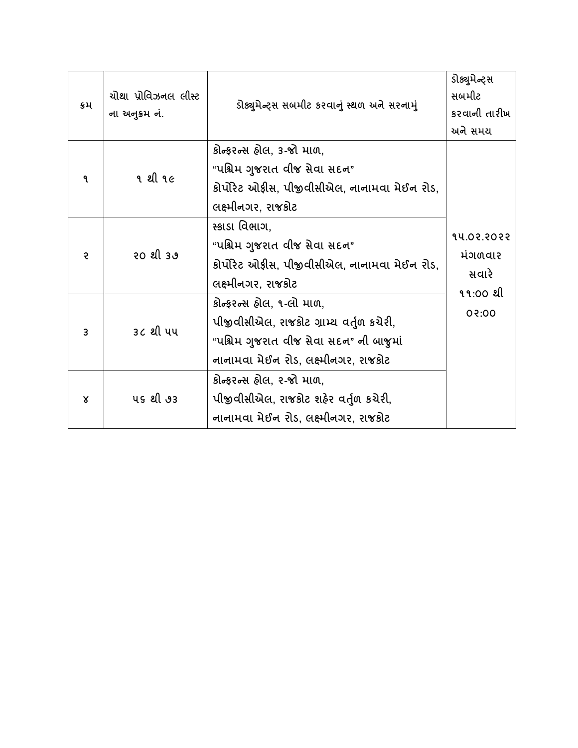| ક્રમ | ચોથા પ્રોવિઝનલ લીસ્ટ ના અનુક્રમ નં. | ડોક્યુમેન્ટ્સ સબમીટ કરવાનું સ્થળ અને સરનામું | ડોક્યુમેન્ટ્સ સબમીટ કરવાની તારીખ અને સમય |
|---|---|---|---|
| ૧ | ૧ થી ૧૯ | કોન્ફરન્સ હોલ, ૩-જો માળ, "પશ્ચિમ ગુજરાત વીજ સેવા સદન" કોર્પોરેટ ઓફીસ, પીજીવીસીએલ, નાનામવા મેઈન રોડ, લક્ષ્મીનગર, રાજકોટ | ૧૫.૦૨.૨૦૨૨ મંગળવાર સવારે ૧૧:૦૦ થી ૦૨:૦૦ |
| ૨ | ૨૦ થી ૩૭ | સ્કાડા વિભાગ, "પશ્ચિમ ગુજરાત વીજ સેવા સદન" કોર્પોરેટ ઓફીસ, પીજીવીસીએલ, નાનામવા મેઈન રોડ, લક્ષ્મીનગર, રાજકોટ | |
| ૩ | ૩૮ થી ૫૫ | કોન્ફરન્સ હોલ, ૧-લો માળ, પીજીવીસીએલ, રાજકોટ ગ્રામ્ય વર્તુળ કચેરી, "પશ્ચિમ ગુજરાત વીજ સેવા સદન" ની બાજુમાં નાનામવા મેઈન રોડ, લક્ષ્મીનગર, રાજકોટ | |
| ૪ | ૫૬ થી ૭૩ | કોન્ફરન્સ હોલ, ૨-જો માળ, પીજીવીસીએલ, રાજકોટ શહેર વર્તુળ કચેરી, નાનામવા મેઈન રોડ, લક્ષ્મીનગર, રાજકોટ | |